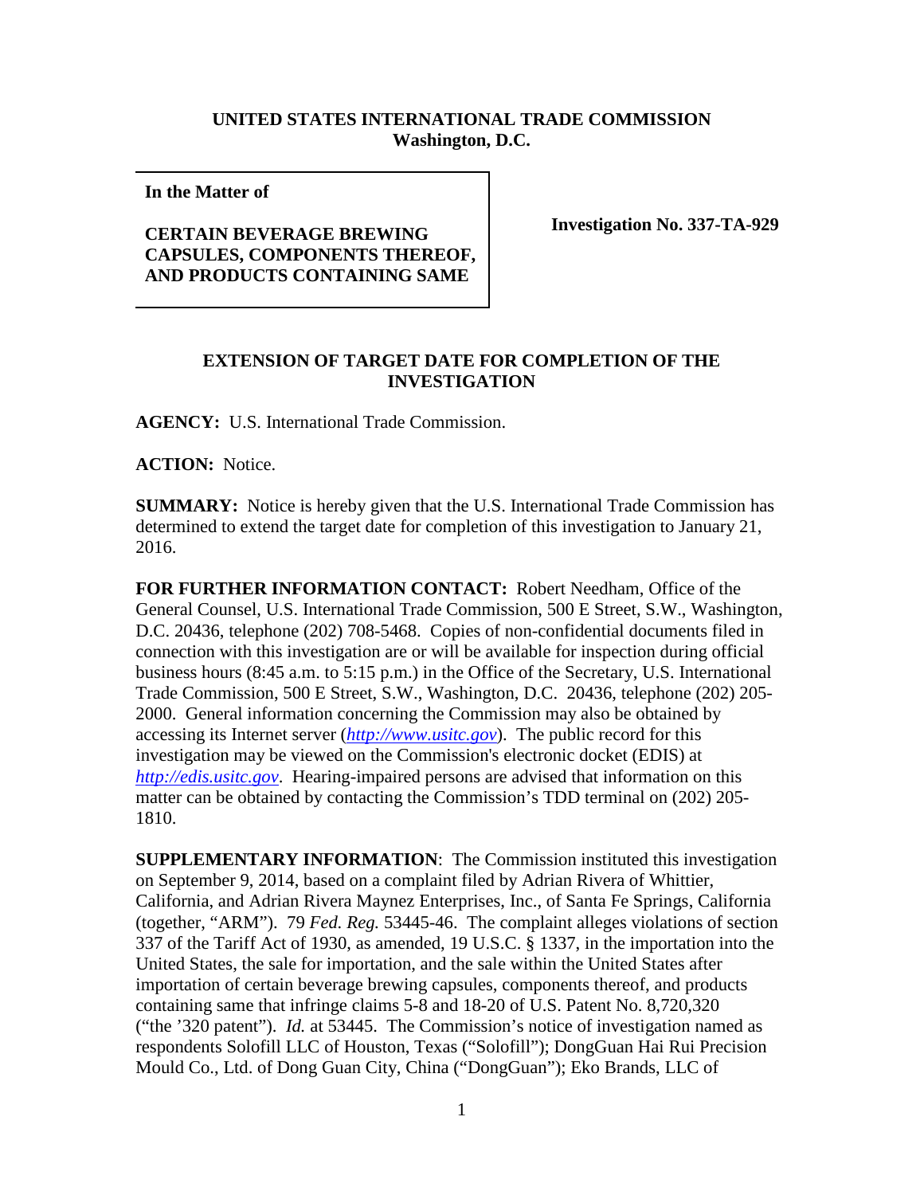**UNITED STATES INTERNATIONAL TRADE COMMISSION**
**Washington, D.C.**

| **In the Matter of** <br><br> **CERTAIN BEVERAGE BREWING CAPSULES, COMPONENTS THEREOF, AND PRODUCTS CONTAINING SAME** | **Investigation No. 337-TA-929** |
|---|---|

## EXTENSION OF TARGET DATE FOR COMPLETION OF THE INVESTIGATION

**AGENCY:** U.S. International Trade Commission.

**ACTION:** Notice.

**SUMMARY:** Notice is hereby given that the U.S. International Trade Commission has determined to extend the target date for completion of this investigation to January 21, 2016.

**FOR FURTHER INFORMATION CONTACT:** Robert Needham, Office of the General Counsel, U.S. International Trade Commission, 500 E Street, S.W., Washington, D.C. 20436, telephone (202) 708-5468. Copies of non-confidential documents filed in connection with this investigation are or will be available for inspection during official business hours (8:45 a.m. to 5:15 p.m.) in the Office of the Secretary, U.S. International Trade Commission, 500 E Street, S.W., Washington, D.C. 20436, telephone (202) 205-2000. General information concerning the Commission may also be obtained by accessing its Internet server (*http://www.usitc.gov*). The public record for this investigation may be viewed on the Commission's electronic docket (EDIS) at *http://edis.usitc.gov*. Hearing-impaired persons are advised that information on this matter can be obtained by contacting the Commission's TDD terminal on (202) 205-1810.

**SUPPLEMENTARY INFORMATION**: The Commission instituted this investigation on September 9, 2014, based on a complaint filed by Adrian Rivera of Whittier, California, and Adrian Rivera Maynez Enterprises, Inc., of Santa Fe Springs, California (together, "ARM"). 79 *Fed. Reg.* 53445-46. The complaint alleges violations of section 337 of the Tariff Act of 1930, as amended, 19 U.S.C. § 1337, in the importation into the United States, the sale for importation, and the sale within the United States after importation of certain beverage brewing capsules, components thereof, and products containing same that infringe claims 5-8 and 18-20 of U.S. Patent No. 8,720,320 ("the '320 patent"). *Id.* at 53445. The Commission's notice of investigation named as respondents Solofill LLC of Houston, Texas ("Solofill"); DongGuan Hai Rui Precision Mould Co., Ltd. of Dong Guan City, China ("DongGuan"); Eko Brands, LLC of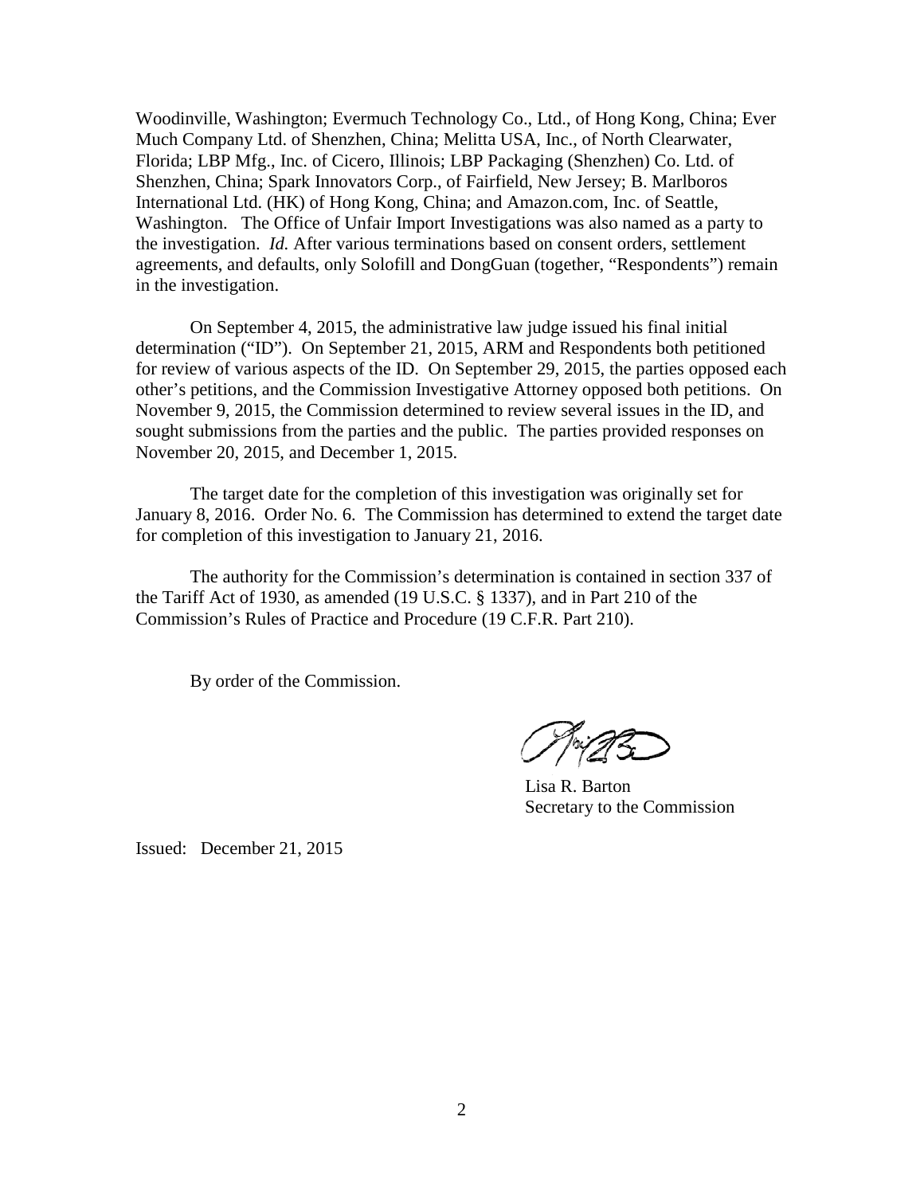Woodinville, Washington; Evermuch Technology Co., Ltd., of Hong Kong, China; Ever Much Company Ltd. of Shenzhen, China; Melitta USA, Inc., of North Clearwater, Florida; LBP Mfg., Inc. of Cicero, Illinois; LBP Packaging (Shenzhen) Co. Ltd. of Shenzhen, China; Spark Innovators Corp., of Fairfield, New Jersey; B. Marlboros International Ltd. (HK) of Hong Kong, China; and Amazon.com, Inc. of Seattle, Washington. The Office of Unfair Import Investigations was also named as a party to the investigation. *Id.* After various terminations based on consent orders, settlement agreements, and defaults, only Solofill and DongGuan (together, "Respondents") remain in the investigation.

On September 4, 2015, the administrative law judge issued his final initial determination ("ID"). On September 21, 2015, ARM and Respondents both petitioned for review of various aspects of the ID. On September 29, 2015, the parties opposed each other's petitions, and the Commission Investigative Attorney opposed both petitions. On November 9, 2015, the Commission determined to review several issues in the ID, and sought submissions from the parties and the public. The parties provided responses on November 20, 2015, and December 1, 2015.

The target date for the completion of this investigation was originally set for January 8, 2016. Order No. 6. The Commission has determined to extend the target date for completion of this investigation to January 21, 2016.

The authority for the Commission's determination is contained in section 337 of the Tariff Act of 1930, as amended (19 U.S.C. § 1337), and in Part 210 of the Commission's Rules of Practice and Procedure (19 C.F.R. Part 210).

By order of the Commission.

Lisa R. Barton
Secretary to the Commission

Issued: December 21, 2015